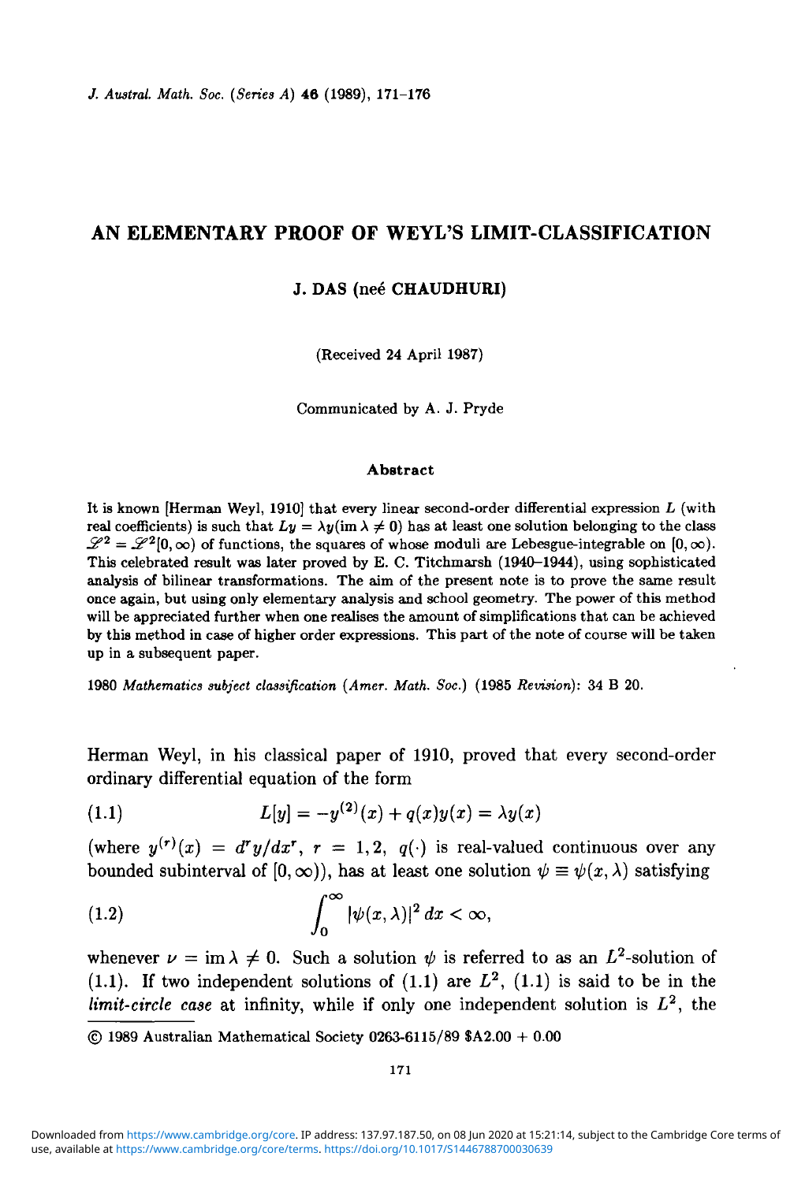# AN ELEMENTARY PROOF OF WEYL'S LIMIT-CLASSIFICATION

**J. DAS (neé CHAUDHURI)**

(Received 24 April 1987)

Communicated by A. J. Pryde

## Abstract

It is known [Herman Weyl, 1910] that every linear second-order differential expression $L$ (with real coefficients) is such that $Ly = \lambda y (\operatorname{im} \lambda \neq 0)$ has at least one solution belonging to the class $\mathscr{L}^2 = \mathscr{L}^2[0, \infty)$ of functions, the squares of whose moduli are Lebesgue-integrable on $[0, \infty)$. This celebrated result was later proved by E. C. Titchmarsh (1940–1944), using sophisticated analysis of bilinear transformations. The aim of the present note is to prove the same result once again, but using only elementary analysis and school geometry. The power of this method will be appreciated further when one realises the amount of simplifications that can be achieved by this method in case of higher order expressions. This part of the note of course will be taken up in a subsequent paper.

1980 *Mathematics subject classification* (*Amer. Math. Soc.*) (1985 *Revision*): 34 B 20.

Herman Weyl, in his classical paper of 1910, proved that every second-order ordinary differential equation of the form

$$L[y] = -y^{(2)}(x) + q(x)y(x) = \lambda y(x) \tag{1.1}$$

(where $y^{(r)}(x) = d^r y/dx^r$, $r = 1, 2$, $q(\cdot)$ is real-valued continuous over any bounded subinterval of $[0, \infty)$), has at least one solution $\psi \equiv \psi(x, \lambda)$ satisfying

$$\int_0^\infty |\psi(x, \lambda)|^2 \, dx < \infty, \tag{1.2}$$

whenever $\nu = \operatorname{im} \lambda \neq 0$. Such a solution $\psi$ is referred to as an $L^2$-solution of (1.1). If two independent solutions of (1.1) are $L^2$, (1.1) is said to be in the *limit-circle case* at infinity, while if only one independent solution is $L^2$, the

© 1989 Australian Mathematical Society 0263-6115/89 $A2.00 + 0.00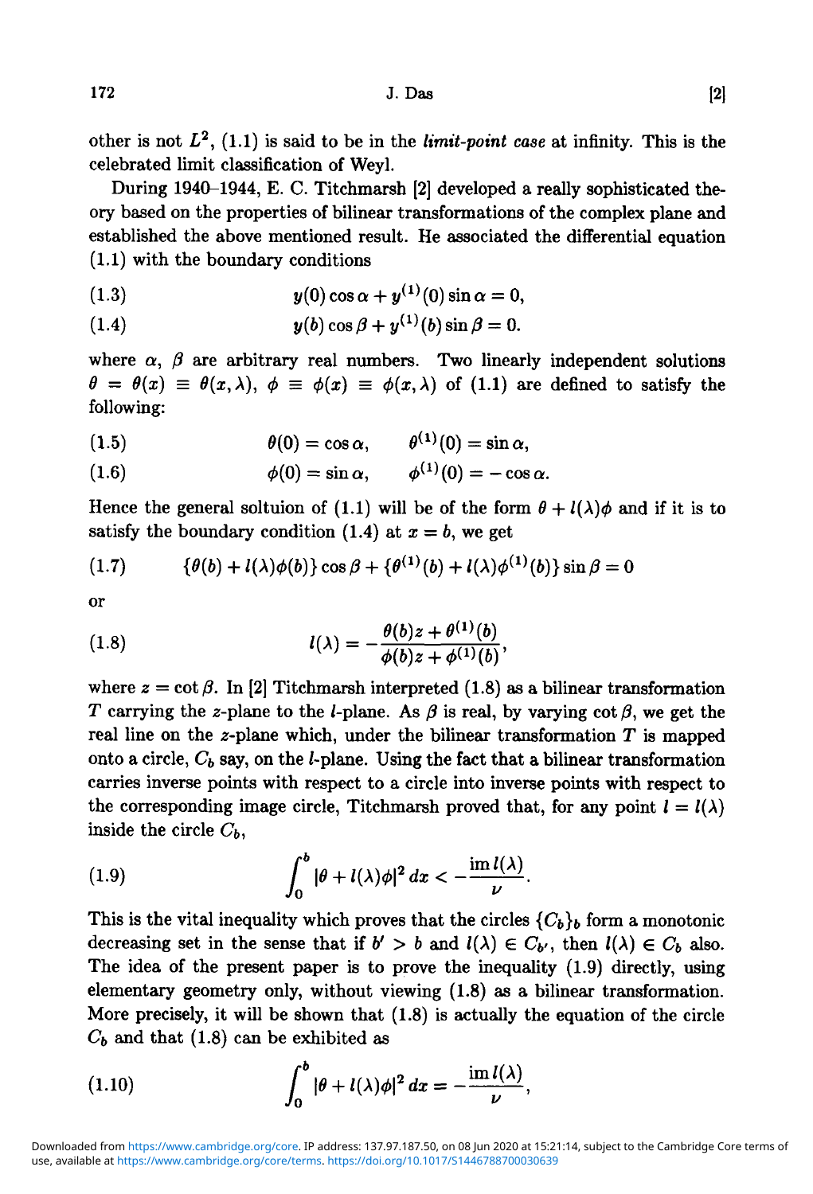other is not $L^2$, (1.1) is said to be in the *limit-point case* at infinity. This is the celebrated limit classification of Weyl.

During 1940–1944, E. C. Titchmarsh [2] developed a really sophisticated theory based on the properties of bilinear transformations of the complex plane and established the above mentioned result. He associated the differential equation (1.1) with the boundary conditions

$$y(0)\cos\alpha + y^{(1)}(0)\sin\alpha = 0, \tag{1.3}$$

$$y(b)\cos\beta + y^{(1)}(b)\sin\beta = 0. \tag{1.4}$$

where $\alpha$, $\beta$ are arbitrary real numbers. Two linearly independent solutions $\theta = \theta(x) \equiv \theta(x,\lambda)$, $\phi \equiv \phi(x) \equiv \phi(x,\lambda)$ of (1.1) are defined to satisfy the following:

$$\theta(0) = \cos\alpha, \qquad \theta^{(1)}(0) = \sin\alpha, \tag{1.5}$$

$$\phi(0) = \sin\alpha, \qquad \phi^{(1)}(0) = -\cos\alpha. \tag{1.6}$$

Hence the general soltuion of (1.1) will be of the form $\theta + l(\lambda)\phi$ and if it is to satisfy the boundary condition (1.4) at $x = b$, we get

$$\{\theta(b) + l(\lambda)\phi(b)\}\cos\beta + \{\theta^{(1)}(b) + l(\lambda)\phi^{(1)}(b)\}\sin\beta = 0 \tag{1.7}$$

or

$$l(\lambda) = -\frac{\theta(b)z + \theta^{(1)}(b)}{\phi(b)z + \phi^{(1)}(b)}, \tag{1.8}$$

where $z = \cot\beta$. In [2] Titchmarsh interpreted (1.8) as a bilinear transformation $T$ carrying the $z$-plane to the $l$-plane. As $\beta$ is real, by varying $\cot\beta$, we get the real line on the $z$-plane which, under the bilinear transformation $T$ is mapped onto a circle, $C_b$ say, on the $l$-plane. Using the fact that a bilinear transformation carries inverse points with respect to a circle into inverse points with respect to the corresponding image circle, Titchmarsh proved that, for any point $l = l(\lambda)$ inside the circle $C_b$,

$$\int_0^b |\theta + l(\lambda)\phi|^2\,dx < -\frac{\operatorname{im} l(\lambda)}{\nu}. \tag{1.9}$$

This is the vital inequality which proves that the circles $\{C_b\}_b$ form a monotonic decreasing set in the sense that if $b' > b$ and $l(\lambda) \in C_{b'}$, then $l(\lambda) \in C_b$ also. The idea of the present paper is to prove the inequality (1.9) directly, using elementary geometry only, without viewing (1.8) as a bilinear transformation. More precisely, it will be shown that (1.8) is actually the equation of the circle $C_b$ and that (1.8) can be exhibited as

$$\int_0^b |\theta + l(\lambda)\phi|^2\,dx = -\frac{\operatorname{im} l(\lambda)}{\nu}, \tag{1.10}$$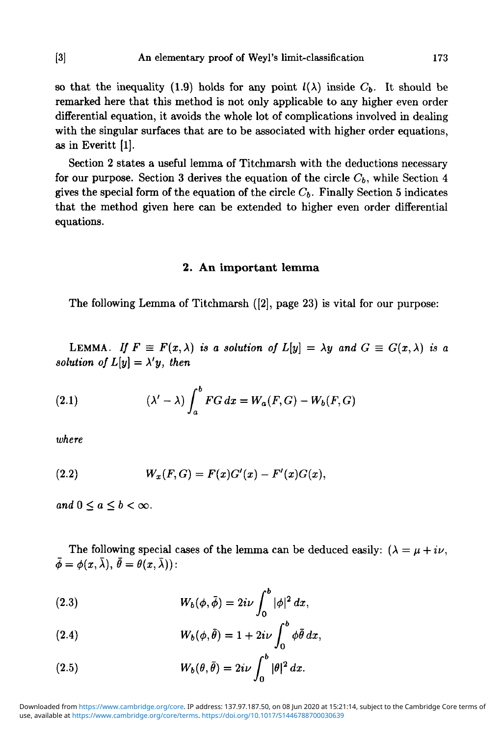so that the inequality (1.9) holds for any point $l(\lambda)$ inside $C_b$. It should be remarked here that this method is not only applicable to any higher even order differential equation, it avoids the whole lot of complications involved in dealing with the singular surfaces that are to be associated with higher order equations, as in Everitt [1].

Section 2 states a useful lemma of Titchmarsh with the deductions necessary for our purpose. Section 3 derives the equation of the circle $C_b$, while Section 4 gives the special form of the equation of the circle $C_b$. Finally Section 5 indicates that the method given here can be extended to higher even order differential equations.

## 2. An important lemma

The following Lemma of Titchmarsh ([2], page 23) is vital for our purpose:

LEMMA. *If* $F \equiv F(x, \lambda)$ *is a solution of* $L[y] = \lambda y$ *and* $G \equiv G(x, \lambda)$ *is a solution of* $L[y] = \lambda' y$, *then*

$$(\lambda' - \lambda) \int_a^b FG \, dx = W_a(F, G) - W_b(F, G) \tag{2.1}$$

*where*

$$W_x(F, G) = F(x)G'(x) - F'(x)G(x), \tag{2.2}$$

*and* $0 \le a \le b < \infty$.

The following special cases of the lemma can be deduced easily: ($\lambda = \mu + i\nu$, $\bar{\phi} = \phi(x, \bar{\lambda})$, $\bar{\theta} = \theta(x, \bar{\lambda})$):

$$W_b(\phi, \bar{\phi}) = 2i\nu \int_0^b |\phi|^2 \, dx, \tag{2.3}$$

$$W_b(\phi, \bar{\theta}) = 1 + 2i\nu \int_0^b \phi\bar{\theta} \, dx, \tag{2.4}$$

$$W_b(\theta, \bar{\theta}) = 2i\nu \int_0^b |\theta|^2 \, dx. \tag{2.5}$$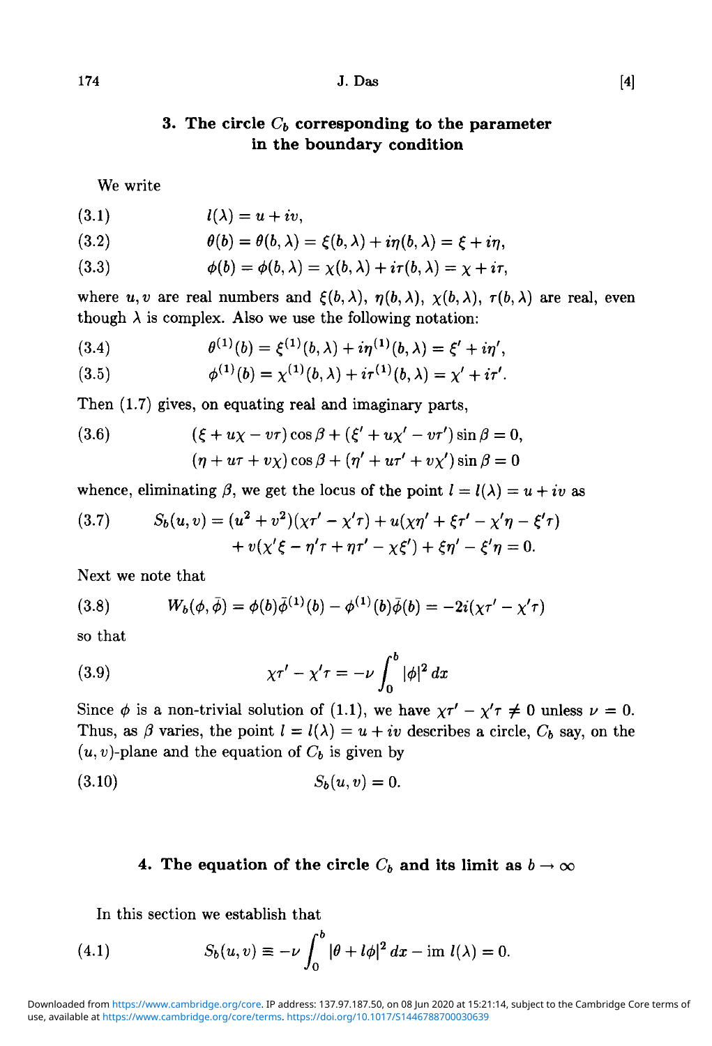## 3. The circle $C_b$ corresponding to the parameter in the boundary condition

We write

$$l(\lambda) = u + iv, \tag{3.1}$$

$$\theta(b) = \theta(b, \lambda) = \xi(b, \lambda) + i\eta(b, \lambda) = \xi + i\eta, \tag{3.2}$$

$$\phi(b) = \phi(b, \lambda) = \chi(b, \lambda) + i\tau(b, \lambda) = \chi + i\tau, \tag{3.3}$$

where $u, v$ are real numbers and $\xi(b, \lambda)$, $\eta(b, \lambda)$, $\chi(b, \lambda)$, $\tau(b, \lambda)$ are real, even though $\lambda$ is complex. Also we use the following notation:

$$\theta^{(1)}(b) = \xi^{(1)}(b, \lambda) + i\eta^{(1)}(b, \lambda) = \xi' + i\eta', \tag{3.4}$$

$$\phi^{(1)}(b) = \chi^{(1)}(b, \lambda) + i\tau^{(1)}(b, \lambda) = \chi' + i\tau'. \tag{3.5}$$

Then (1.7) gives, on equating real and imaginary parts,

$$\begin{aligned} &(\xi + u\chi - v\tau)\cos\beta + (\xi' + u\chi' - v\tau')\sin\beta = 0, \\ &(\eta + u\tau + v\chi)\cos\beta + (\eta' + u\tau' + v\chi')\sin\beta = 0 \end{aligned} \tag{3.6}$$

whence, eliminating $\beta$, we get the locus of the point $l = l(\lambda) = u + iv$ as

$$\begin{aligned} S_b(u, v) = (u^2 + v^2)(\chi\tau' - \chi'\tau) &+ u(\chi\eta' + \xi\tau' - \chi'\eta - \xi'\tau) \\ &+ v(\chi'\xi - \eta'\tau + \eta\tau' - \chi\xi') + \xi\eta' - \xi'\eta = 0. \end{aligned} \tag{3.7}$$

Next we note that

$$W_b(\phi, \bar{\phi}) = \phi(b)\bar{\phi}^{(1)}(b) - \phi^{(1)}(b)\bar{\phi}(b) = -2i(\chi\tau' - \chi'\tau) \tag{3.8}$$

so that

$$\chi\tau' - \chi'\tau = -\nu \int_0^b |\phi|^2 \, dx \tag{3.9}$$

Since $\phi$ is a non-trivial solution of (1.1), we have $\chi\tau' - \chi'\tau \neq 0$ unless $\nu = 0$. Thus, as $\beta$ varies, the point $l = l(\lambda) = u + iv$ describes a circle, $C_b$ say, on the $(u, v)$-plane and the equation of $C_b$ is given by

$$S_b(u, v) = 0. \tag{3.10}$$

## 4. The equation of the circle $C_b$ and its limit as $b \to \infty$

In this section we establish that

$$S_b(u, v) \equiv -\nu \int_0^b |\theta + l\phi|^2 \, dx - \operatorname{im} l(\lambda) = 0. \tag{4.1}$$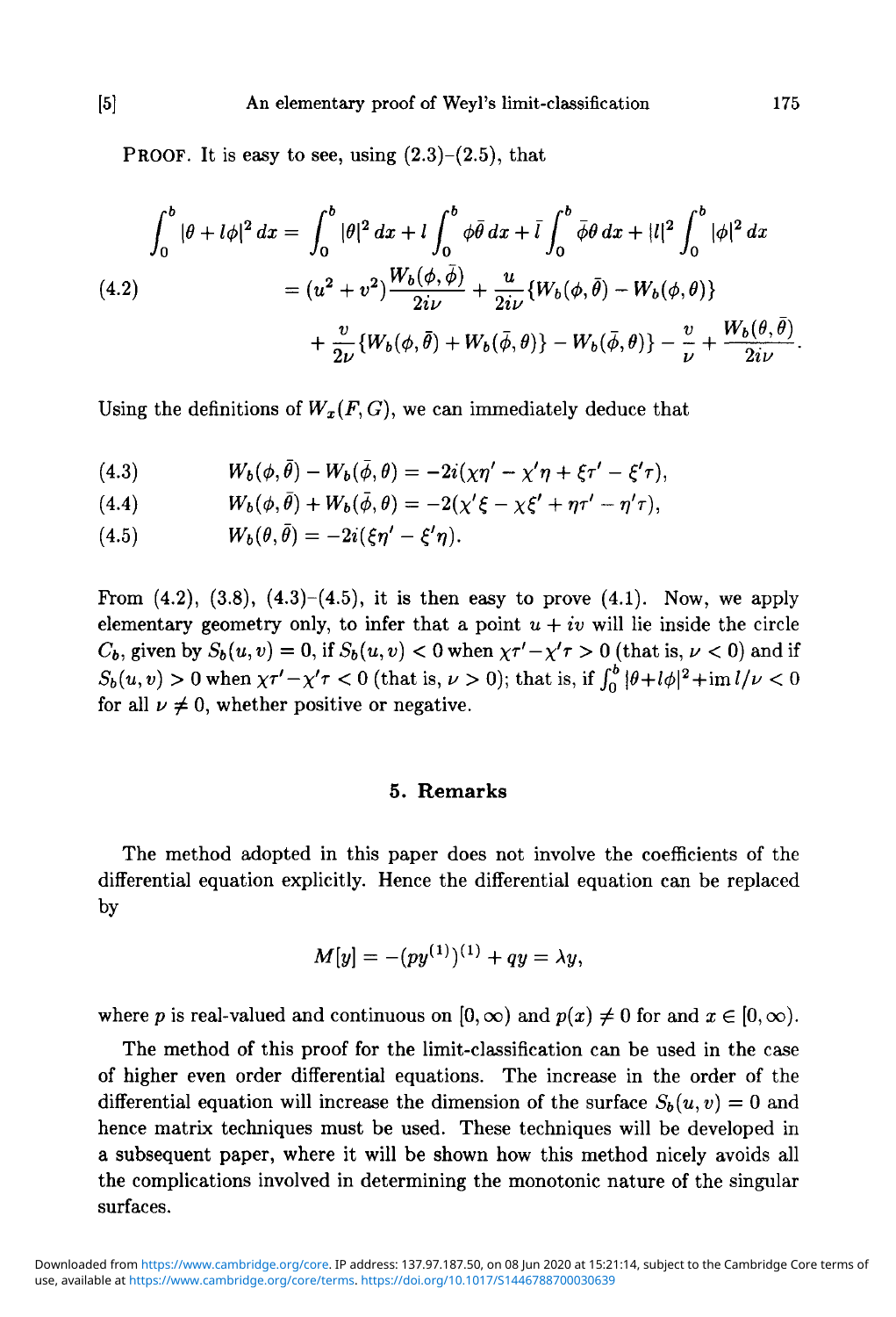PROOF. It is easy to see, using (2.3)–(2.5), that

$$
\begin{aligned}
\int_0^b |\theta + l\phi|^2\,dx &= \int_0^b |\theta|^2\,dx + l\int_0^b \phi\bar{\theta}\,dx + \bar{l}\int_0^b \bar{\phi}\theta\,dx + |l|^2\int_0^b |\phi|^2\,dx \\
&= (u^2+v^2)\frac{W_b(\phi,\bar{\phi})}{2i\nu} + \frac{u}{2i\nu}\{W_b(\phi,\bar{\theta}) - W_b(\phi,\theta)\} \\
&\quad + \frac{v}{2\nu}\{W_b(\phi,\bar{\theta}) + W_b(\bar{\phi},\theta)\} - W_b(\bar{\phi},\theta)\} - \frac{v}{\nu} + \frac{W_b(\theta,\bar{\theta})}{2i\nu}.
\end{aligned} \tag{4.2}
$$

Using the definitions of $W_x(F,G)$, we can immediately deduce that

$$W_b(\phi,\bar{\theta}) - W_b(\bar{\phi},\theta) = -2i(\chi\eta' - \chi'\eta + \xi\tau' - \xi'\tau), \tag{4.3}$$

$$W_b(\phi,\bar{\theta}) + W_b(\bar{\phi},\theta) = -2(\chi'\xi - \chi\xi' + \eta\tau' - \eta'\tau), \tag{4.4}$$

$$W_b(\theta,\bar{\theta}) = -2i(\xi\eta' - \xi'\eta). \tag{4.5}$$

From (4.2), (3.8), (4.3)–(4.5), it is then easy to prove (4.1). Now, we apply elementary geometry only, to infer that a point $u+iv$ will lie inside the circle $C_b$, given by $S_b(u,v) = 0$, if $S_b(u,v) < 0$ when $\chi\tau' - \chi'\tau > 0$ (that is, $\nu < 0$) and if $S_b(u,v) > 0$ when $\chi\tau' - \chi'\tau < 0$ (that is, $\nu > 0$); that is, if $\int_0^b |\theta + l\phi|^2 + \operatorname{im} l/\nu < 0$ for all $\nu \neq 0$, whether positive or negative.

## 5. Remarks

The method adopted in this paper does not involve the coefficients of the differential equation explicitly. Hence the differential equation can be replaced by

$$M[y] = -(py^{(1)})^{(1)} + qy = \lambda y,$$

where $p$ is real-valued and continuous on $[0,\infty)$ and $p(x) \neq 0$ for and $x \in [0,\infty)$.

The method of this proof for the limit-classification can be used in the case of higher even order differential equations. The increase in the order of the differential equation will increase the dimension of the surface $S_b(u,v) = 0$ and hence matrix techniques must be used. These techniques will be developed in a subsequent paper, where it will be shown how this method nicely avoids all the complications involved in determining the monotonic nature of the singular surfaces.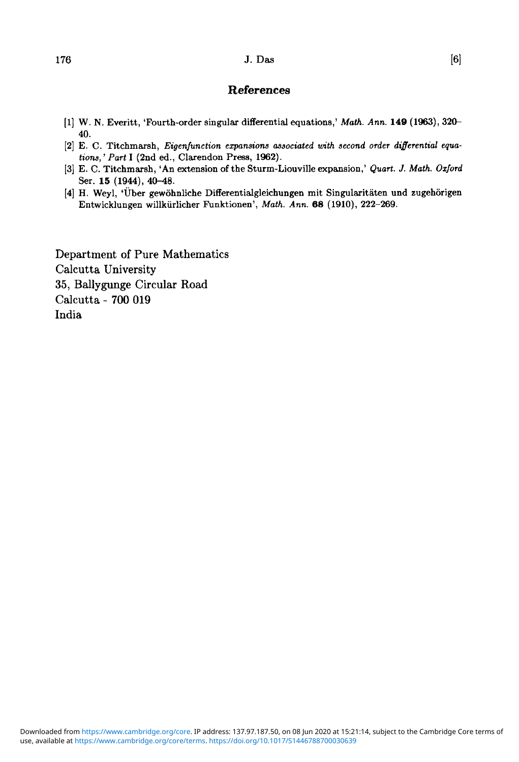## References

[1] W. N. Everitt, 'Fourth-order singular differential equations,' *Math. Ann.* **149** (1963), 320–40.

[2] E. C. Titchmarsh, *Eigenfunction expansions associated with second order differential equations,' Part* I (2nd ed., Clarendon Press, 1962).

[3] E. C. Titchmarsh, 'An extension of the Sturm-Liouville expansion,' *Quart. J. Math. Oxford* Ser. **15** (1944), 40–48.

[4] H. Weyl, 'Über gewöhnliche Differentialgleichungen mit Singularitäten und zugehörigen Entwicklungen willkürlicher Funktionen', *Math. Ann.* **68** (1910), 222–269.

Department of Pure Mathematics
Calcutta University
35, Ballygunge Circular Road
Calcutta - 700 019
India

Downloaded from https://www.cambridge.org/core. IP address: 137.97.187.50, on 08 Jun 2020 at 15:21:14, subject to the Cambridge Core terms of use, available at https://www.cambridge.org/core/terms. https://doi.org/10.1017/S1446788700030639